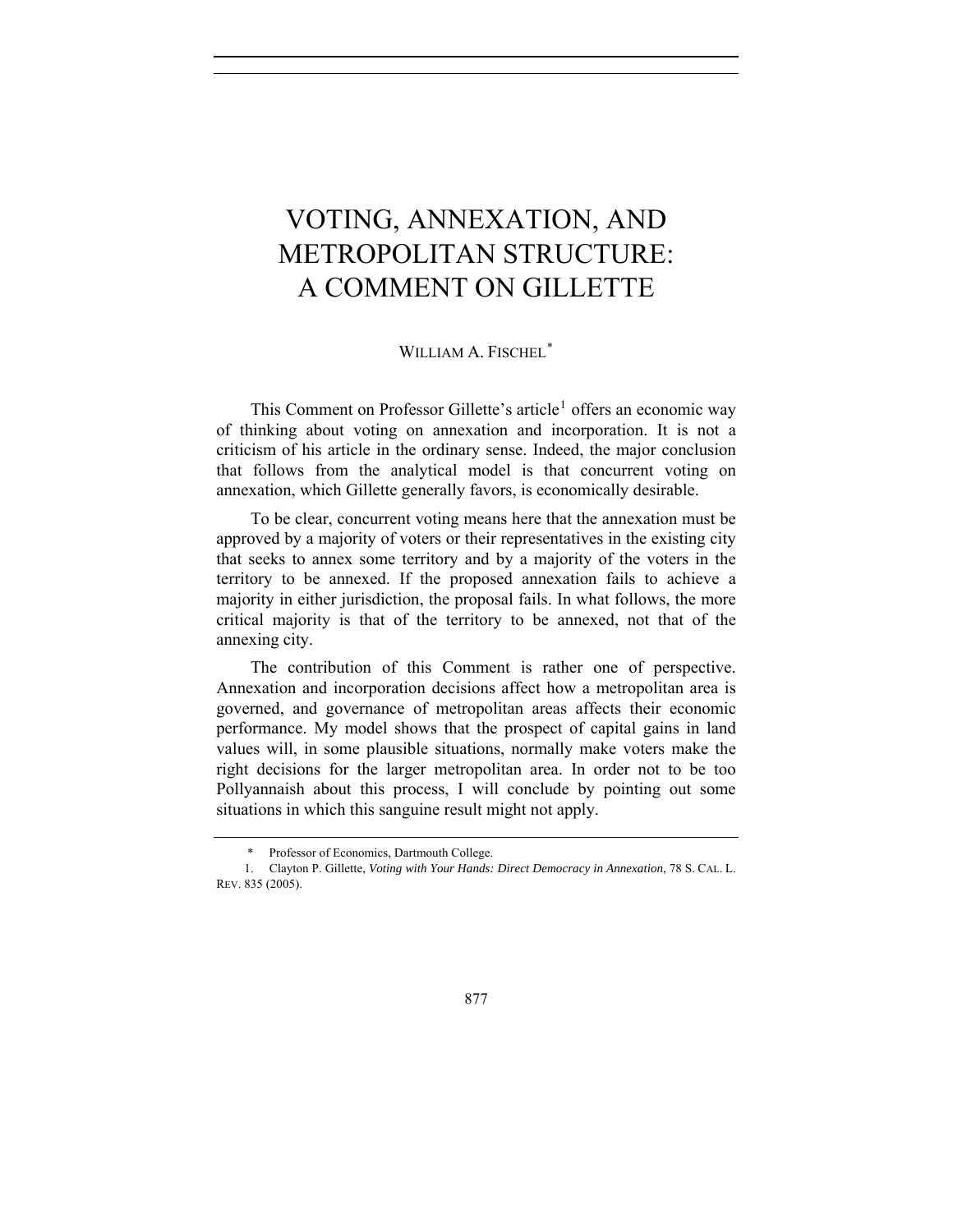# VOTING, ANNEXATION, AND METROPOLITAN STRUCTURE: A COMMENT ON GILLETTE

WILLIAM A. FISCHEL[*]

This Comment on Professor Gillette's article[1] offers an economic way of thinking about voting on annexation and incorporation. It is not a criticism of his article in the ordinary sense. Indeed, the major conclusion that follows from the analytical model is that concurrent voting on annexation, which Gillette generally favors, is economically desirable.

To be clear, concurrent voting means here that the annexation must be approved by a majority of voters or their representatives in the existing city that seeks to annex some territory and by a majority of the voters in the territory to be annexed. If the proposed annexation fails to achieve a majority in either jurisdiction, the proposal fails. In what follows, the more critical majority is that of the territory to be annexed, not that of the annexing city.

The contribution of this Comment is rather one of perspective. Annexation and incorporation decisions affect how a metropolitan area is governed, and governance of metropolitan areas affects their economic performance. My model shows that the prospect of capital gains in land values will, in some plausible situations, normally make voters make the right decisions for the larger metropolitan area. In order not to be too Pollyannaish about this process, I will conclude by pointing out some situations in which this sanguine result might not apply.

---

\* Professor of Economics, Dartmouth College.

1. Clayton P. Gillette, *Voting with Your Hands: Direct Democracy in Annexation*, 78 S. CAL. L. REV. 835 (2005).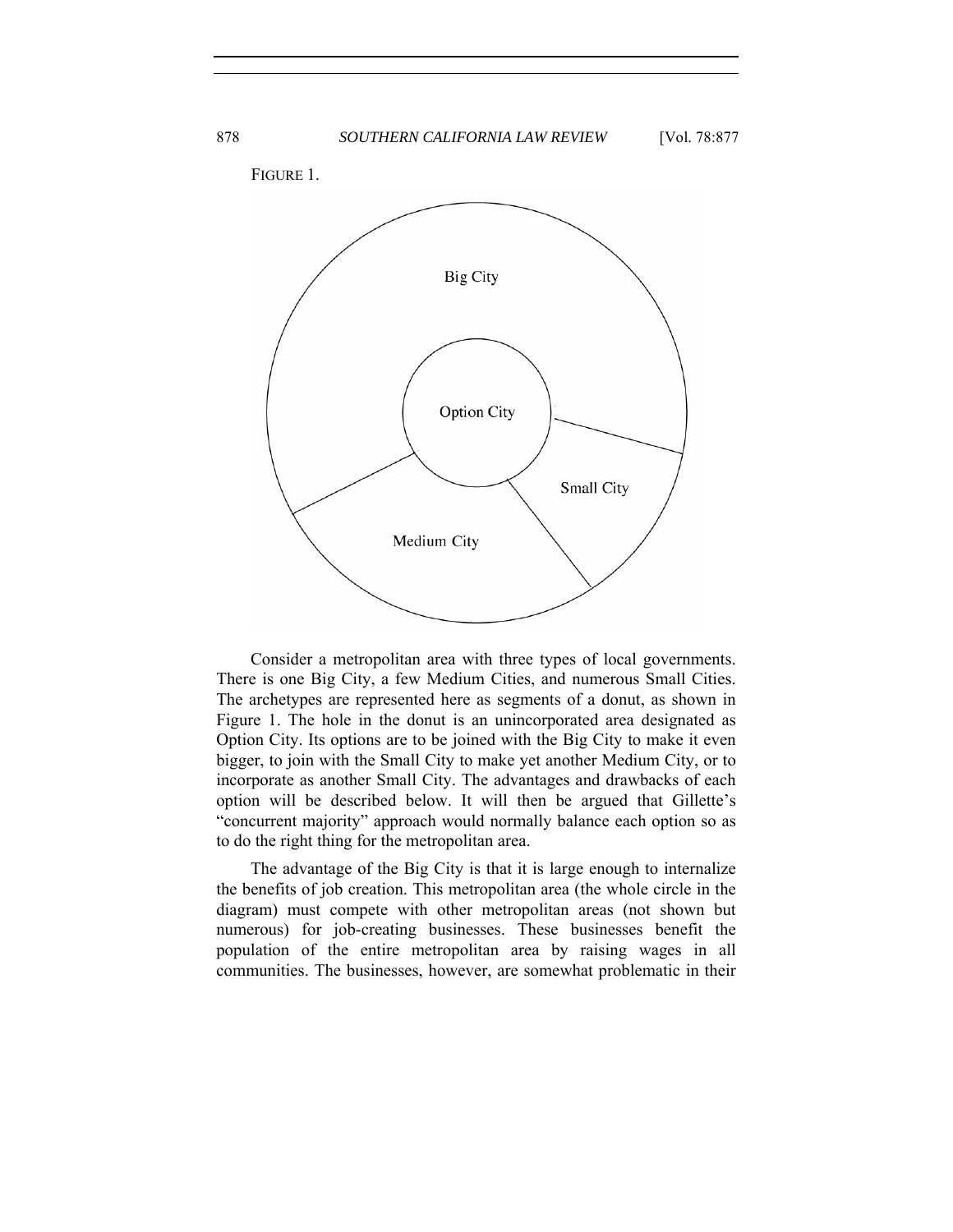FIGURE 1.

Consider a metropolitan area with three types of local governments. There is one Big City, a few Medium Cities, and numerous Small Cities. The archetypes are represented here as segments of a donut, as shown in Figure 1. The hole in the donut is an unincorporated area designated as Option City. Its options are to be joined with the Big City to make it even bigger, to join with the Small City to make yet another Medium City, or to incorporate as another Small City. The advantages and drawbacks of each option will be described below. It will then be argued that Gillette's "concurrent majority" approach would normally balance each option so as to do the right thing for the metropolitan area.

The advantage of the Big City is that it is large enough to internalize the benefits of job creation. This metropolitan area (the whole circle in the diagram) must compete with other metropolitan areas (not shown but numerous) for job-creating businesses. These businesses benefit the population of the entire metropolitan area by raising wages in all communities. The businesses, however, are somewhat problematic in their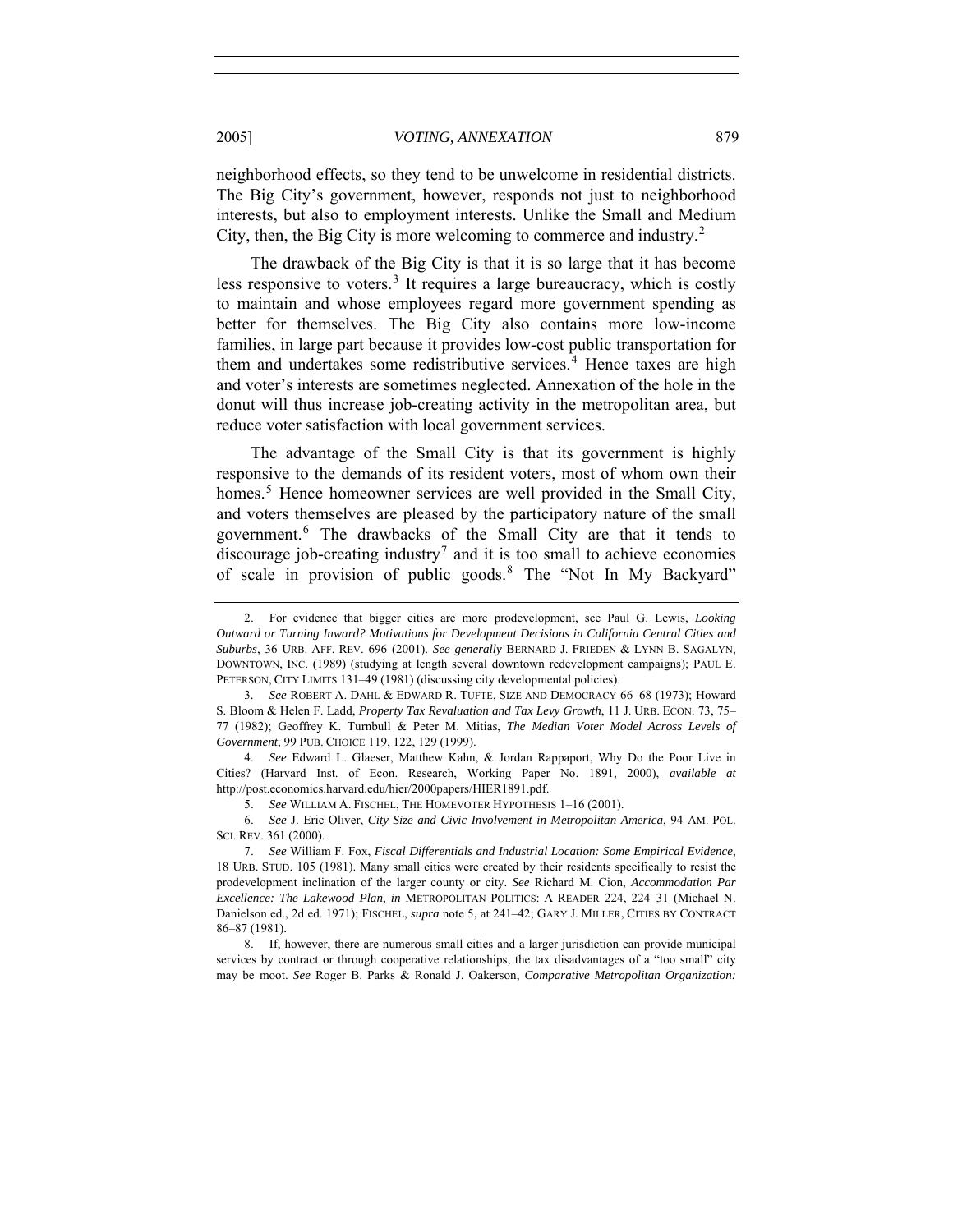neighborhood effects, so they tend to be unwelcome in residential districts. The Big City's government, however, responds not just to neighborhood interests, but also to employment interests. Unlike the Small and Medium City, then, the Big City is more welcoming to commerce and industry.[2]

The drawback of the Big City is that it is so large that it has become less responsive to voters.[3] It requires a large bureaucracy, which is costly to maintain and whose employees regard more government spending as better for themselves. The Big City also contains more low-income families, in large part because it provides low-cost public transportation for them and undertakes some redistributive services.[4] Hence taxes are high and voter's interests are sometimes neglected. Annexation of the hole in the donut will thus increase job-creating activity in the metropolitan area, but reduce voter satisfaction with local government services.

The advantage of the Small City is that its government is highly responsive to the demands of its resident voters, most of whom own their homes.[5] Hence homeowner services are well provided in the Small City, and voters themselves are pleased by the participatory nature of the small government.[6] The drawbacks of the Small City are that it tends to discourage job-creating industry[7] and it is too small to achieve economies of scale in provision of public goods.[8] The "Not In My Backyard"

---

2. For evidence that bigger cities are more prodevelopment, see Paul G. Lewis, *Looking Outward or Turning Inward? Motivations for Development Decisions in California Central Cities and Suburbs*, 36 URB. AFF. REV. 696 (2001). *See generally* BERNARD J. FRIEDEN & LYNN B. SAGALYN, DOWNTOWN, INC. (1989) (studying at length several downtown redevelopment campaigns); PAUL E. PETERSON, CITY LIMITS 131–49 (1981) (discussing city developmental policies).

3. *See* ROBERT A. DAHL & EDWARD R. TUFTE, SIZE AND DEMOCRACY 66–68 (1973); Howard S. Bloom & Helen F. Ladd, *Property Tax Revaluation and Tax Levy Growth*, 11 J. URB. ECON. 73, 75–77 (1982); Geoffrey K. Turnbull & Peter M. Mitias, *The Median Voter Model Across Levels of Government*, 99 PUB. CHOICE 119, 122, 129 (1999).

4. *See* Edward L. Glaeser, Matthew Kahn, & Jordan Rappaport, Why Do the Poor Live in Cities? (Harvard Inst. of Econ. Research, Working Paper No. 1891, 2000), *available at* http://post.economics.harvard.edu/hier/2000papers/HIER1891.pdf.

5. *See* WILLIAM A. FISCHEL, THE HOMEVOTER HYPOTHESIS 1–16 (2001).

6. *See* J. Eric Oliver, *City Size and Civic Involvement in Metropolitan America*, 94 AM. POL. SCI. REV. 361 (2000).

7. *See* William F. Fox, *Fiscal Differentials and Industrial Location: Some Empirical Evidence*, 18 URB. STUD. 105 (1981). Many small cities were created by their residents specifically to resist the prodevelopment inclination of the larger county or city. *See* Richard M. Cion, *Accommodation Par Excellence: The Lakewood Plan*, *in* METROPOLITAN POLITICS: A READER 224, 224–31 (Michael N. Danielson ed., 2d ed. 1971); FISCHEL, *supra* note 5, at 241–42; GARY J. MILLER, CITIES BY CONTRACT 86–87 (1981).

8. If, however, there are numerous small cities and a larger jurisdiction can provide municipal services by contract or through cooperative relationships, the tax disadvantages of a "too small" city may be moot. *See* Roger B. Parks & Ronald J. Oakerson, *Comparative Metropolitan Organization:*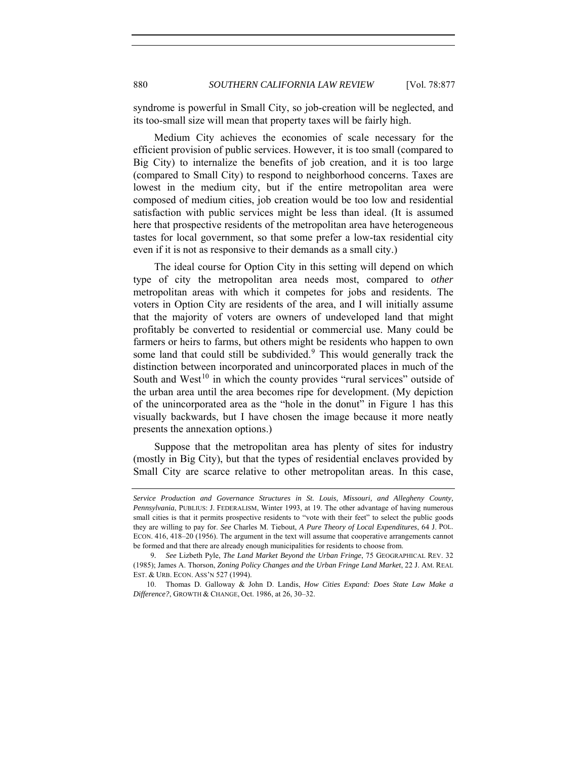syndrome is powerful in Small City, so job-creation will be neglected, and its too-small size will mean that property taxes will be fairly high.

Medium City achieves the economies of scale necessary for the efficient provision of public services. However, it is too small (compared to Big City) to internalize the benefits of job creation, and it is too large (compared to Small City) to respond to neighborhood concerns. Taxes are lowest in the medium city, but if the entire metropolitan area were composed of medium cities, job creation would be too low and residential satisfaction with public services might be less than ideal. (It is assumed here that prospective residents of the metropolitan area have heterogeneous tastes for local government, so that some prefer a low-tax residential city even if it is not as responsive to their demands as a small city.)

The ideal course for Option City in this setting will depend on which type of city the metropolitan area needs most, compared to *other* metropolitan areas with which it competes for jobs and residents. The voters in Option City are residents of the area, and I will initially assume that the majority of voters are owners of undeveloped land that might profitably be converted to residential or commercial use. Many could be farmers or heirs to farms, but others might be residents who happen to own some land that could still be subdivided.[9] This would generally track the distinction between incorporated and unincorporated places in much of the South and West[10] in which the county provides "rural services" outside of the urban area until the area becomes ripe for development. (My depiction of the unincorporated area as the "hole in the donut" in Figure 1 has this visually backwards, but I have chosen the image because it more neatly presents the annexation options.)

Suppose that the metropolitan area has plenty of sites for industry (mostly in Big City), but that the types of residential enclaves provided by Small City are scarce relative to other metropolitan areas. In this case,

---

*Service Production and Governance Structures in St. Louis, Missouri, and Allegheny County, Pennsylvania*, PUBLIUS: J. FEDERALISM, Winter 1993, at 19. The other advantage of having numerous small cities is that it permits prospective residents to "vote with their feet" to select the public goods they are willing to pay for. *See* Charles M. Tiebout, *A Pure Theory of Local Expenditures*, 64 J. POL. ECON. 416, 418–20 (1956). The argument in the text will assume that cooperative arrangements cannot be formed and that there are already enough municipalities for residents to choose from.

9. *See* Lizbeth Pyle, *The Land Market Beyond the Urban Fringe*, 75 GEOGRAPHICAL REV. 32 (1985); James A. Thorson, *Zoning Policy Changes and the Urban Fringe Land Market*, 22 J. AM. REAL EST. & URB. ECON. ASS'N 527 (1994).

10. Thomas D. Galloway & John D. Landis, *How Cities Expand: Does State Law Make a Difference?*, GROWTH & CHANGE, Oct. 1986, at 26, 30–32.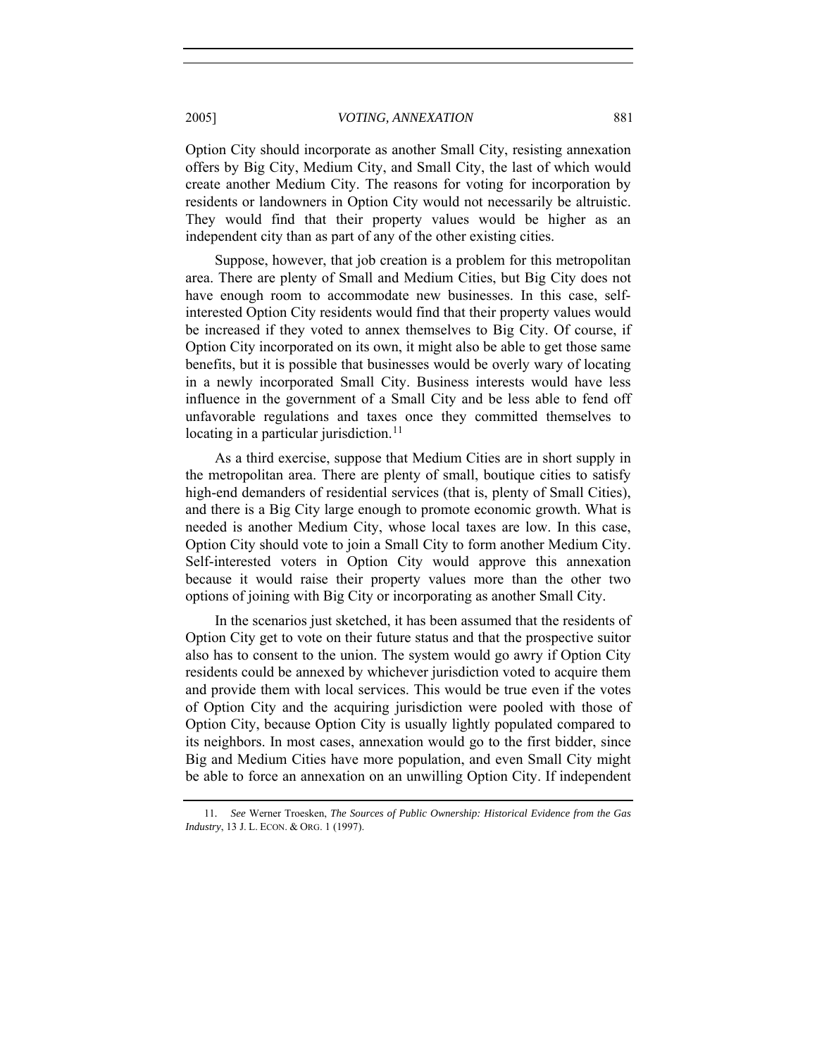Option City should incorporate as another Small City, resisting annexation offers by Big City, Medium City, and Small City, the last of which would create another Medium City. The reasons for voting for incorporation by residents or landowners in Option City would not necessarily be altruistic. They would find that their property values would be higher as an independent city than as part of any of the other existing cities.

Suppose, however, that job creation is a problem for this metropolitan area. There are plenty of Small and Medium Cities, but Big City does not have enough room to accommodate new businesses. In this case, self-interested Option City residents would find that their property values would be increased if they voted to annex themselves to Big City. Of course, if Option City incorporated on its own, it might also be able to get those same benefits, but it is possible that businesses would be overly wary of locating in a newly incorporated Small City. Business interests would have less influence in the government of a Small City and be less able to fend off unfavorable regulations and taxes once they committed themselves to locating in a particular jurisdiction.[11]

As a third exercise, suppose that Medium Cities are in short supply in the metropolitan area. There are plenty of small, boutique cities to satisfy high-end demanders of residential services (that is, plenty of Small Cities), and there is a Big City large enough to promote economic growth. What is needed is another Medium City, whose local taxes are low. In this case, Option City should vote to join a Small City to form another Medium City. Self-interested voters in Option City would approve this annexation because it would raise their property values more than the other two options of joining with Big City or incorporating as another Small City.

In the scenarios just sketched, it has been assumed that the residents of Option City get to vote on their future status and that the prospective suitor also has to consent to the union. The system would go awry if Option City residents could be annexed by whichever jurisdiction voted to acquire them and provide them with local services. This would be true even if the votes of Option City and the acquiring jurisdiction were pooled with those of Option City, because Option City is usually lightly populated compared to its neighbors. In most cases, annexation would go to the first bidder, since Big and Medium Cities have more population, and even Small City might be able to force an annexation on an unwilling Option City. If independent

11. *See* Werner Troesken, *The Sources of Public Ownership: Historical Evidence from the Gas Industry*, 13 J. L. ECON. & ORG. 1 (1997).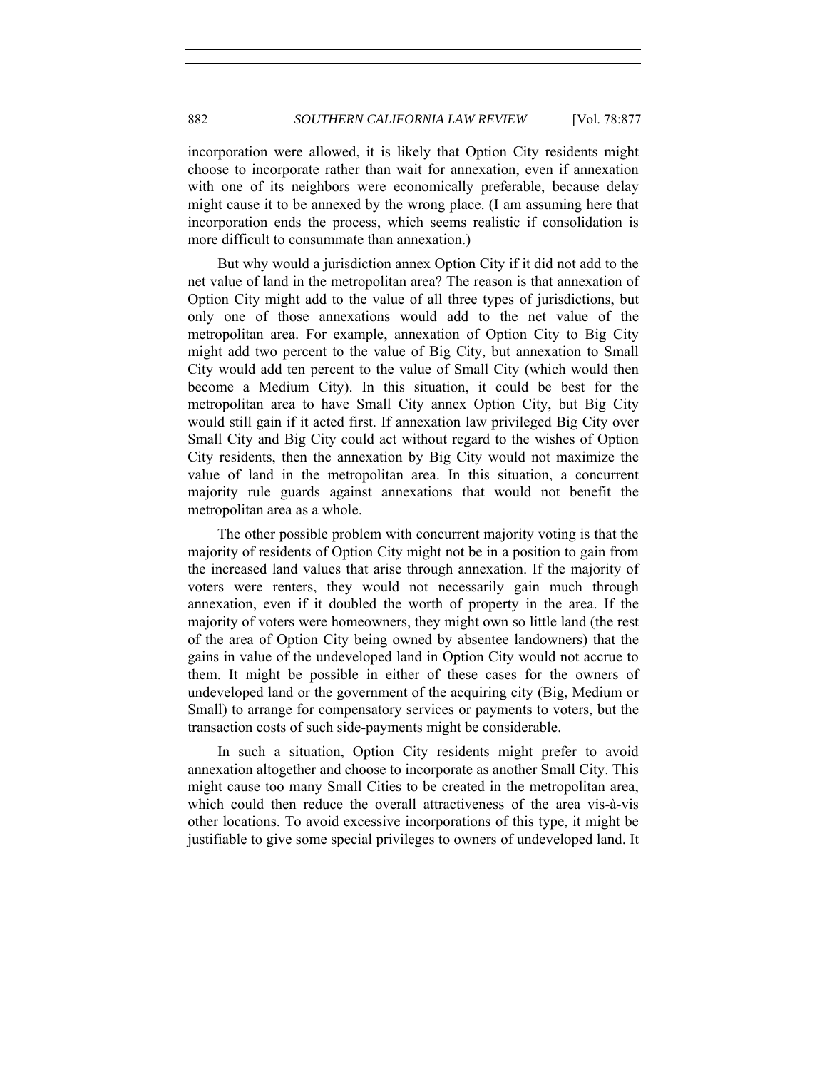incorporation were allowed, it is likely that Option City residents might choose to incorporate rather than wait for annexation, even if annexation with one of its neighbors were economically preferable, because delay might cause it to be annexed by the wrong place. (I am assuming here that incorporation ends the process, which seems realistic if consolidation is more difficult to consummate than annexation.)

But why would a jurisdiction annex Option City if it did not add to the net value of land in the metropolitan area? The reason is that annexation of Option City might add to the value of all three types of jurisdictions, but only one of those annexations would add to the net value of the metropolitan area. For example, annexation of Option City to Big City might add two percent to the value of Big City, but annexation to Small City would add ten percent to the value of Small City (which would then become a Medium City). In this situation, it could be best for the metropolitan area to have Small City annex Option City, but Big City would still gain if it acted first. If annexation law privileged Big City over Small City and Big City could act without regard to the wishes of Option City residents, then the annexation by Big City would not maximize the value of land in the metropolitan area. In this situation, a concurrent majority rule guards against annexations that would not benefit the metropolitan area as a whole.

The other possible problem with concurrent majority voting is that the majority of residents of Option City might not be in a position to gain from the increased land values that arise through annexation. If the majority of voters were renters, they would not necessarily gain much through annexation, even if it doubled the worth of property in the area. If the majority of voters were homeowners, they might own so little land (the rest of the area of Option City being owned by absentee landowners) that the gains in value of the undeveloped land in Option City would not accrue to them. It might be possible in either of these cases for the owners of undeveloped land or the government of the acquiring city (Big, Medium or Small) to arrange for compensatory services or payments to voters, but the transaction costs of such side-payments might be considerable.

In such a situation, Option City residents might prefer to avoid annexation altogether and choose to incorporate as another Small City. This might cause too many Small Cities to be created in the metropolitan area, which could then reduce the overall attractiveness of the area vis-à-vis other locations. To avoid excessive incorporations of this type, it might be justifiable to give some special privileges to owners of undeveloped land. It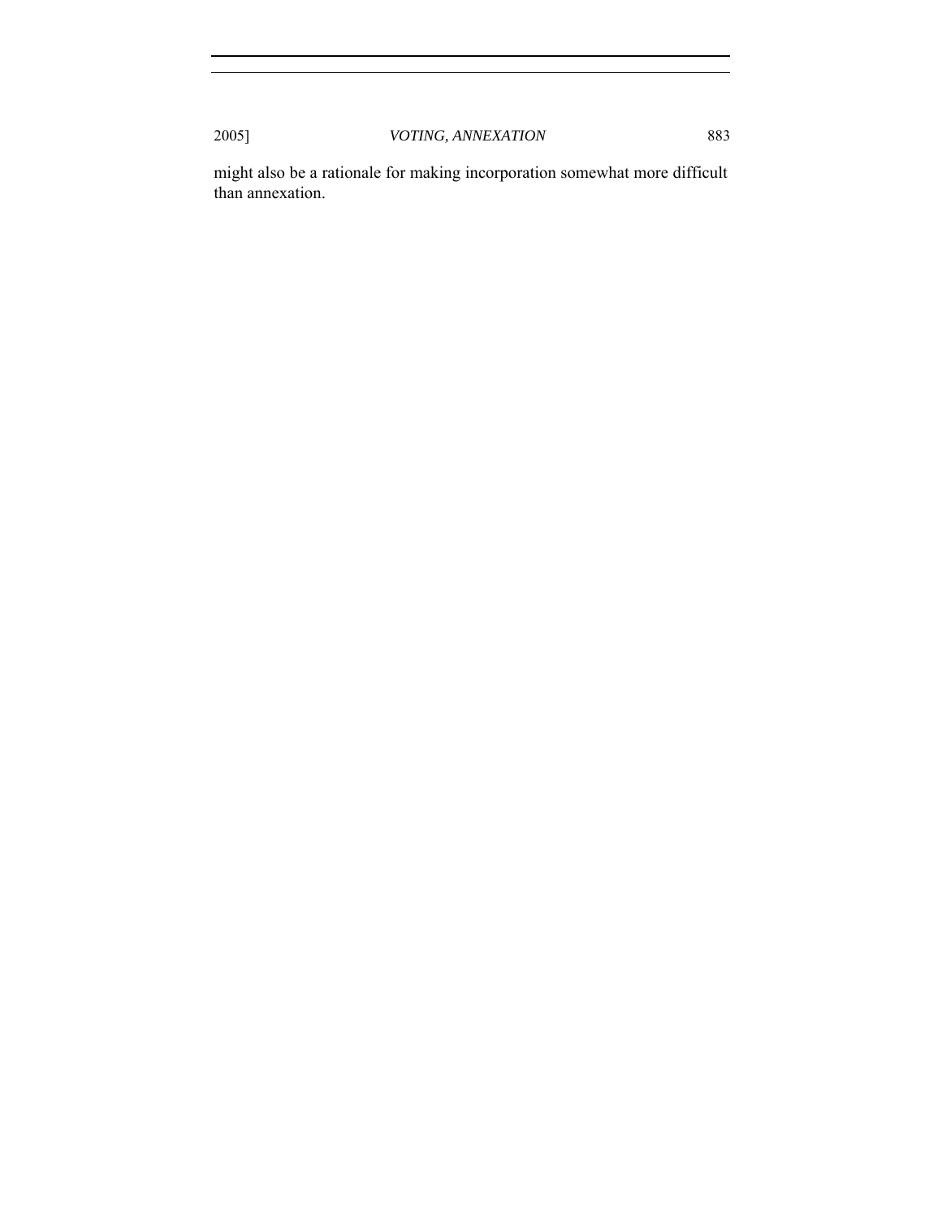might also be a rationale for making incorporation somewhat more difficult than annexation.